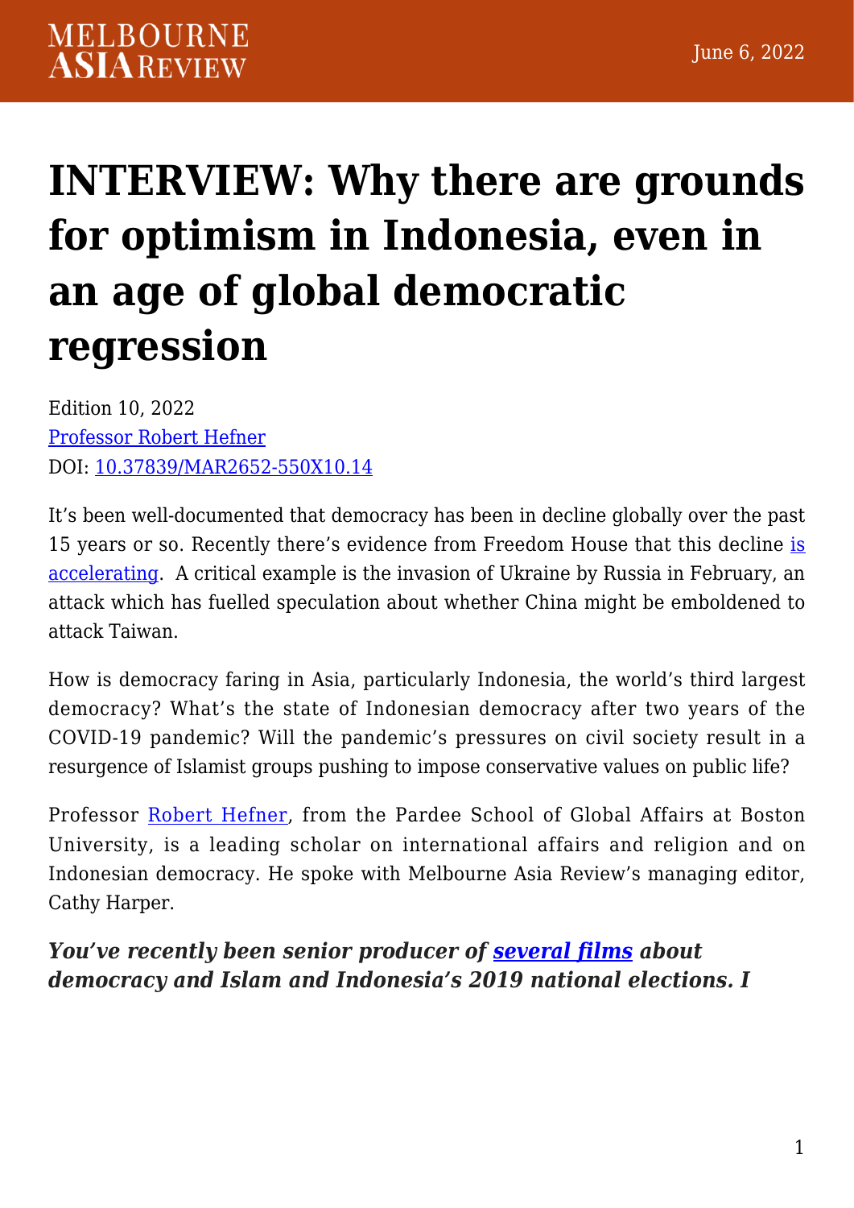# INTERVIEW: Why there are grounds for optimism in Indonesia, even in an age of global democratic regression

Edition 10, 2022
Professor Robert Hefner
DOI: 10.37839/MAR2652-550X10.14

It's been well-documented that democracy has been in decline globally over the past 15 years or so. Recently there's evidence from Freedom House that this decline is accelerating. A critical example is the invasion of Ukraine by Russia in February, an attack which has fuelled speculation about whether China might be emboldened to attack Taiwan.

How is democracy faring in Asia, particularly Indonesia, the world's third largest democracy? What's the state of Indonesian democracy after two years of the COVID-19 pandemic? Will the pandemic's pressures on civil society result in a resurgence of Islamist groups pushing to impose conservative values on public life?

Professor Robert Hefner, from the Pardee School of Global Affairs at Boston University, is a leading scholar on international affairs and religion and on Indonesian democracy. He spoke with Melbourne Asia Review's managing editor, Cathy Harper.

***You've recently been senior producer of several films about democracy and Islam and Indonesia's 2019 national elections. I***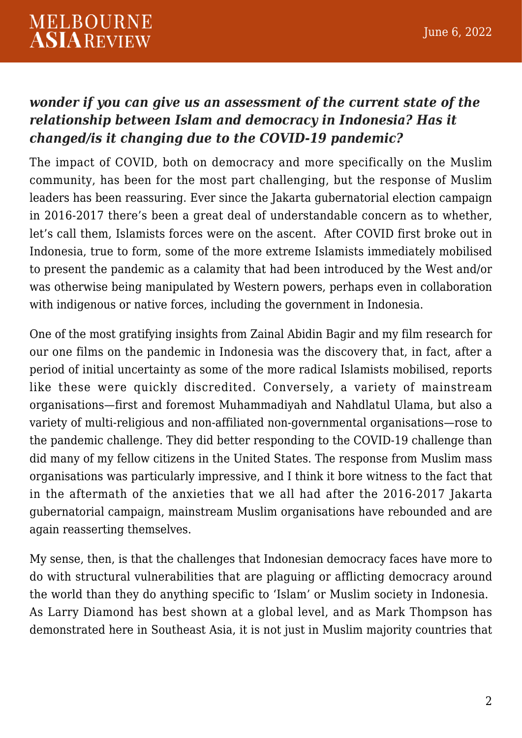***wonder if you can give us an assessment of the current state of the relationship between Islam and democracy in Indonesia? Has it changed/is it changing due to the COVID-19 pandemic?***

The impact of COVID, both on democracy and more specifically on the Muslim community, has been for the most part challenging, but the response of Muslim leaders has been reassuring. Ever since the Jakarta gubernatorial election campaign in 2016-2017 there's been a great deal of understandable concern as to whether, let's call them, Islamists forces were on the ascent. After COVID first broke out in Indonesia, true to form, some of the more extreme Islamists immediately mobilised to present the pandemic as a calamity that had been introduced by the West and/or was otherwise being manipulated by Western powers, perhaps even in collaboration with indigenous or native forces, including the government in Indonesia.

One of the most gratifying insights from Zainal Abidin Bagir and my film research for our one films on the pandemic in Indonesia was the discovery that, in fact, after a period of initial uncertainty as some of the more radical Islamists mobilised, reports like these were quickly discredited. Conversely, a variety of mainstream organisations—first and foremost Muhammadiyah and Nahdlatul Ulama, but also a variety of multi-religious and non-affiliated non-governmental organisations—rose to the pandemic challenge. They did better responding to the COVID-19 challenge than did many of my fellow citizens in the United States. The response from Muslim mass organisations was particularly impressive, and I think it bore witness to the fact that in the aftermath of the anxieties that we all had after the 2016-2017 Jakarta gubernatorial campaign, mainstream Muslim organisations have rebounded and are again reasserting themselves.

My sense, then, is that the challenges that Indonesian democracy faces have more to do with structural vulnerabilities that are plaguing or afflicting democracy around the world than they do anything specific to 'Islam' or Muslim society in Indonesia. As Larry Diamond has best shown at a global level, and as Mark Thompson has demonstrated here in Southeast Asia, it is not just in Muslim majority countries that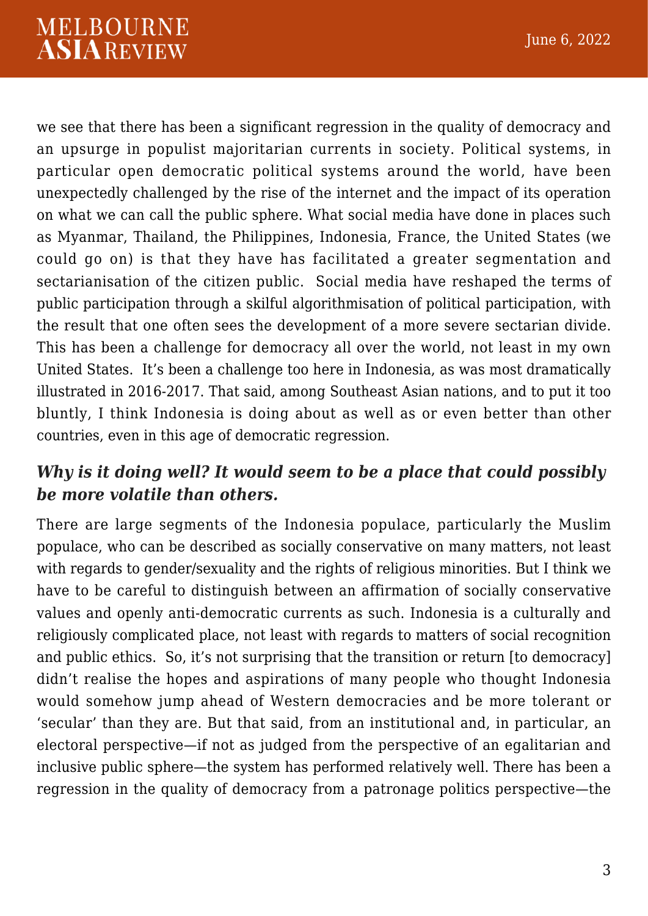we see that there has been a significant regression in the quality of democracy and an upsurge in populist majoritarian currents in society. Political systems, in particular open democratic political systems around the world, have been unexpectedly challenged by the rise of the internet and the impact of its operation on what we can call the public sphere. What social media have done in places such as Myanmar, Thailand, the Philippines, Indonesia, France, the United States (we could go on) is that they have has facilitated a greater segmentation and sectarianisation of the citizen public. Social media have reshaped the terms of public participation through a skilful algorithmisation of political participation, with the result that one often sees the development of a more severe sectarian divide. This has been a challenge for democracy all over the world, not least in my own United States. It's been a challenge too here in Indonesia, as was most dramatically illustrated in 2016-2017. That said, among Southeast Asian nations, and to put it too bluntly, I think Indonesia is doing about as well as or even better than other countries, even in this age of democratic regression.

### *Why is it doing well? It would seem to be a place that could possibly be more volatile than others.*

There are large segments of the Indonesia populace, particularly the Muslim populace, who can be described as socially conservative on many matters, not least with regards to gender/sexuality and the rights of religious minorities. But I think we have to be careful to distinguish between an affirmation of socially conservative values and openly anti-democratic currents as such. Indonesia is a culturally and religiously complicated place, not least with regards to matters of social recognition and public ethics. So, it's not surprising that the transition or return [to democracy] didn't realise the hopes and aspirations of many people who thought Indonesia would somehow jump ahead of Western democracies and be more tolerant or 'secular' than they are. But that said, from an institutional and, in particular, an electoral perspective—if not as judged from the perspective of an egalitarian and inclusive public sphere—the system has performed relatively well. There has been a regression in the quality of democracy from a patronage politics perspective—the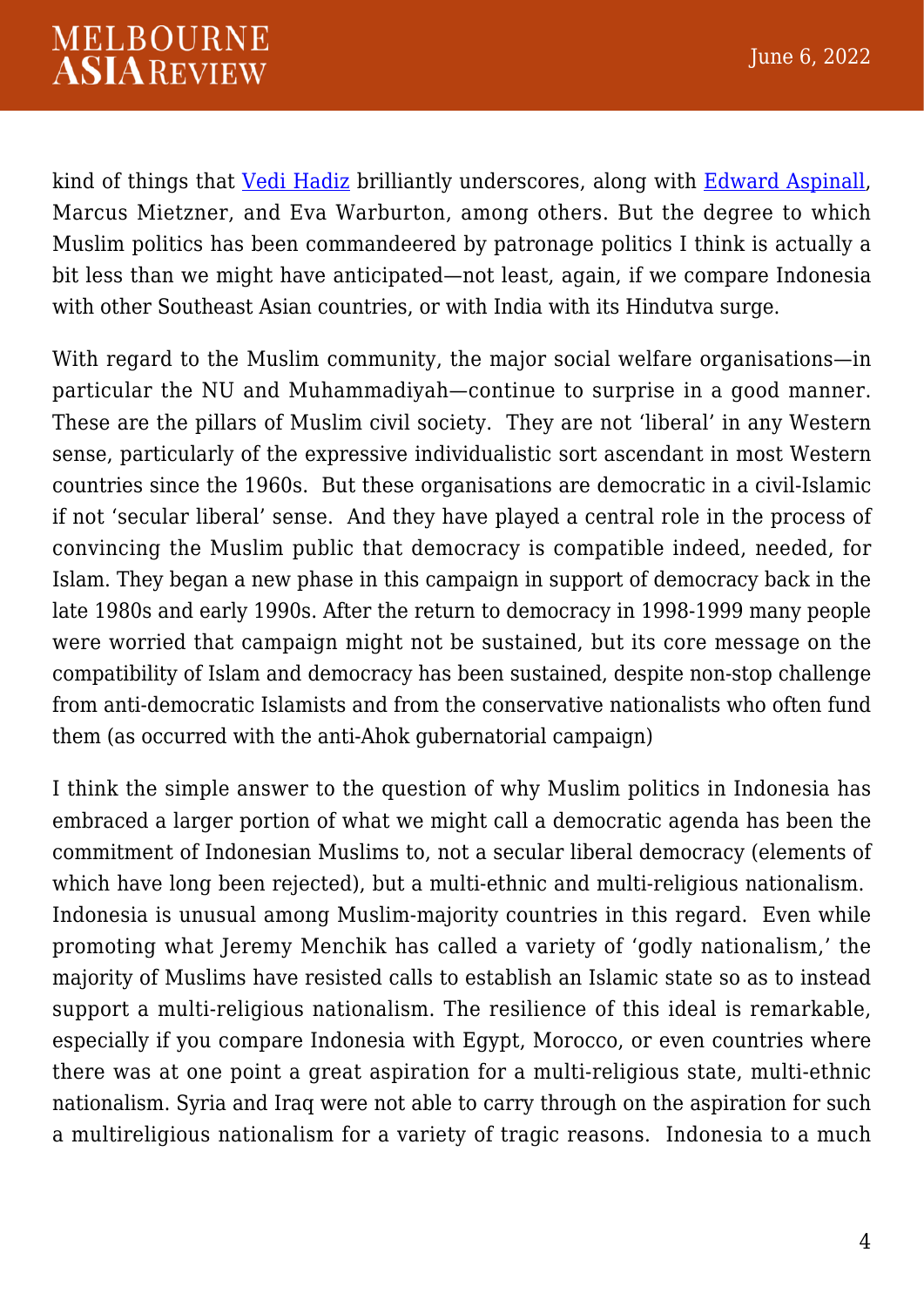kind of things that [Vedi Hadiz] brilliantly underscores, along with [Edward Aspinall], Marcus Mietzner, and Eva Warburton, among others. But the degree to which Muslim politics has been commandeered by patronage politics I think is actually a bit less than we might have anticipated—not least, again, if we compare Indonesia with other Southeast Asian countries, or with India with its Hindutva surge.

With regard to the Muslim community, the major social welfare organisations—in particular the NU and Muhammadiyah—continue to surprise in a good manner. These are the pillars of Muslim civil society. They are not 'liberal' in any Western sense, particularly of the expressive individualistic sort ascendant in most Western countries since the 1960s. But these organisations are democratic in a civil-Islamic if not 'secular liberal' sense. And they have played a central role in the process of convincing the Muslim public that democracy is compatible indeed, needed, for Islam. They began a new phase in this campaign in support of democracy back in the late 1980s and early 1990s. After the return to democracy in 1998-1999 many people were worried that campaign might not be sustained, but its core message on the compatibility of Islam and democracy has been sustained, despite non-stop challenge from anti-democratic Islamists and from the conservative nationalists who often fund them (as occurred with the anti-Ahok gubernatorial campaign)

I think the simple answer to the question of why Muslim politics in Indonesia has embraced a larger portion of what we might call a democratic agenda has been the commitment of Indonesian Muslims to, not a secular liberal democracy (elements of which have long been rejected), but a multi-ethnic and multi-religious nationalism. Indonesia is unusual among Muslim-majority countries in this regard. Even while promoting what Jeremy Menchik has called a variety of 'godly nationalism,' the majority of Muslims have resisted calls to establish an Islamic state so as to instead support a multi-religious nationalism. The resilience of this ideal is remarkable, especially if you compare Indonesia with Egypt, Morocco, or even countries where there was at one point a great aspiration for a multi-religious state, multi-ethnic nationalism. Syria and Iraq were not able to carry through on the aspiration for such a multireligious nationalism for a variety of tragic reasons. Indonesia to a much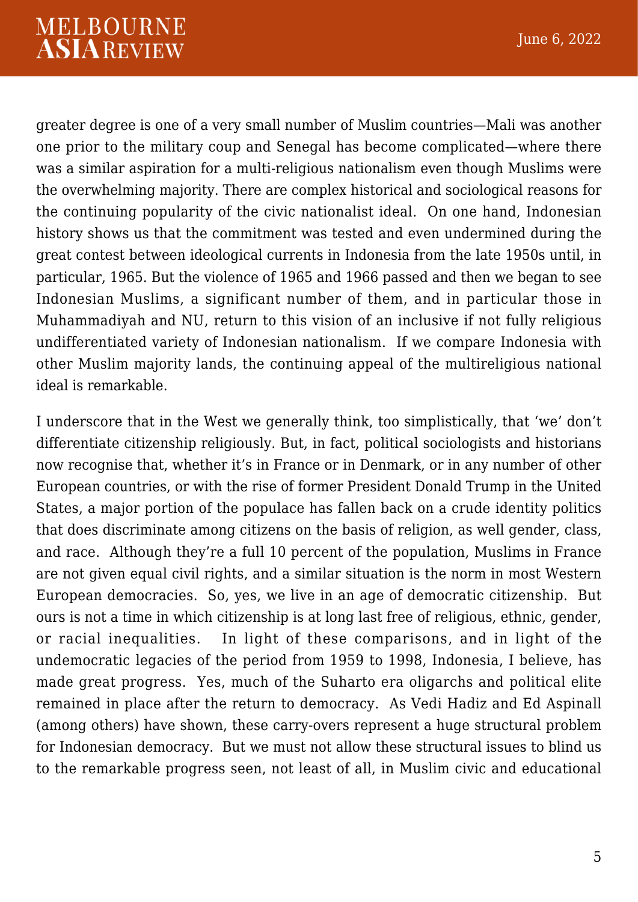greater degree is one of a very small number of Muslim countries—Mali was another one prior to the military coup and Senegal has become complicated—where there was a similar aspiration for a multi-religious nationalism even though Muslims were the overwhelming majority. There are complex historical and sociological reasons for the continuing popularity of the civic nationalist ideal. On one hand, Indonesian history shows us that the commitment was tested and even undermined during the great contest between ideological currents in Indonesia from the late 1950s until, in particular, 1965. But the violence of 1965 and 1966 passed and then we began to see Indonesian Muslims, a significant number of them, and in particular those in Muhammadiyah and NU, return to this vision of an inclusive if not fully religious undifferentiated variety of Indonesian nationalism. If we compare Indonesia with other Muslim majority lands, the continuing appeal of the multireligious national ideal is remarkable.

I underscore that in the West we generally think, too simplistically, that 'we' don't differentiate citizenship religiously. But, in fact, political sociologists and historians now recognise that, whether it's in France or in Denmark, or in any number of other European countries, or with the rise of former President Donald Trump in the United States, a major portion of the populace has fallen back on a crude identity politics that does discriminate among citizens on the basis of religion, as well gender, class, and race. Although they're a full 10 percent of the population, Muslims in France are not given equal civil rights, and a similar situation is the norm in most Western European democracies. So, yes, we live in an age of democratic citizenship. But ours is not a time in which citizenship is at long last free of religious, ethnic, gender, or racial inequalities. In light of these comparisons, and in light of the undemocratic legacies of the period from 1959 to 1998, Indonesia, I believe, has made great progress. Yes, much of the Suharto era oligarchs and political elite remained in place after the return to democracy. As Vedi Hadiz and Ed Aspinall (among others) have shown, these carry-overs represent a huge structural problem for Indonesian democracy. But we must not allow these structural issues to blind us to the remarkable progress seen, not least of all, in Muslim civic and educational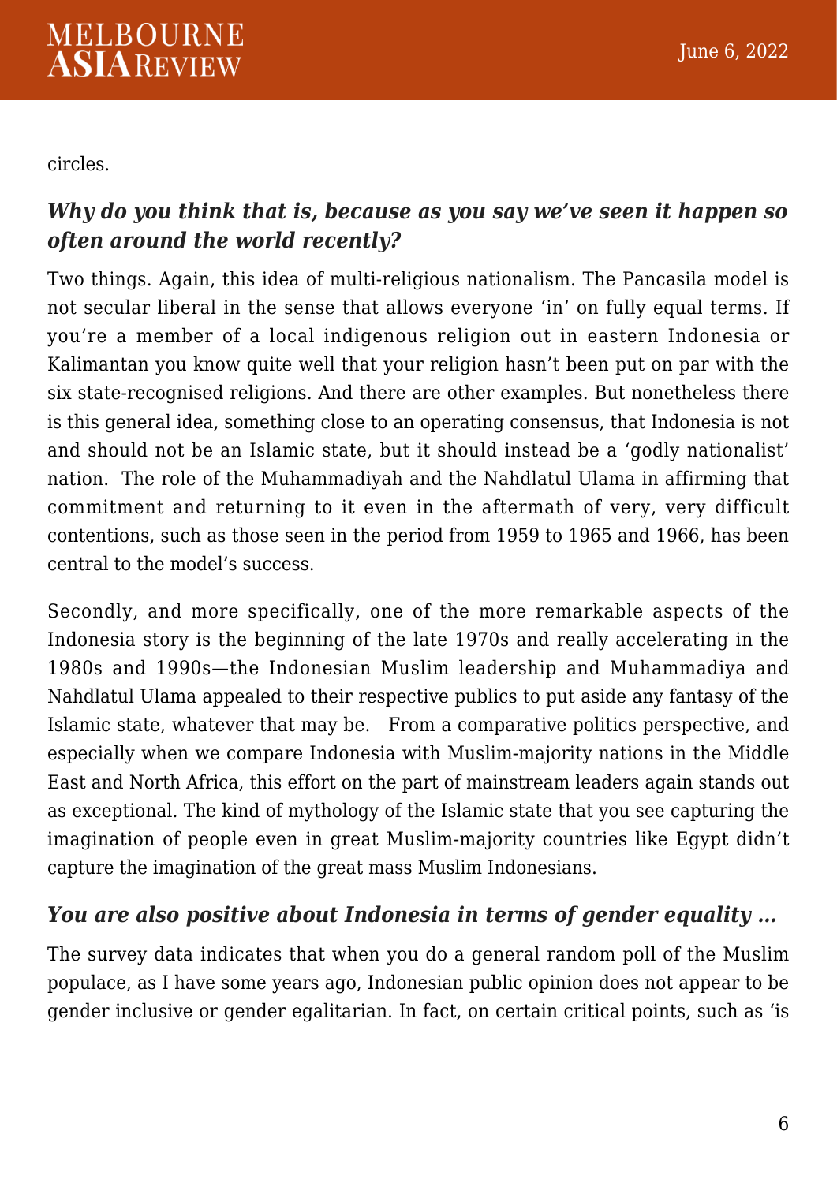circles.

***Why do you think that is, because as you say we've seen it happen so often around the world recently?***

Two things. Again, this idea of multi-religious nationalism. The Pancasila model is not secular liberal in the sense that allows everyone 'in' on fully equal terms. If you're a member of a local indigenous religion out in eastern Indonesia or Kalimantan you know quite well that your religion hasn't been put on par with the six state-recognised religions. And there are other examples. But nonetheless there is this general idea, something close to an operating consensus, that Indonesia is not and should not be an Islamic state, but it should instead be a 'godly nationalist' nation. The role of the Muhammadiyah and the Nahdlatul Ulama in affirming that commitment and returning to it even in the aftermath of very, very difficult contentions, such as those seen in the period from 1959 to 1965 and 1966, has been central to the model's success.

Secondly, and more specifically, one of the more remarkable aspects of the Indonesia story is the beginning of the late 1970s and really accelerating in the 1980s and 1990s—the Indonesian Muslim leadership and Muhammadiya and Nahdlatul Ulama appealed to their respective publics to put aside any fantasy of the Islamic state, whatever that may be. From a comparative politics perspective, and especially when we compare Indonesia with Muslim-majority nations in the Middle East and North Africa, this effort on the part of mainstream leaders again stands out as exceptional. The kind of mythology of the Islamic state that you see capturing the imagination of people even in great Muslim-majority countries like Egypt didn't capture the imagination of the great mass Muslim Indonesians.

***You are also positive about Indonesia in terms of gender equality …***

The survey data indicates that when you do a general random poll of the Muslim populace, as I have some years ago, Indonesian public opinion does not appear to be gender inclusive or gender egalitarian. In fact, on certain critical points, such as 'is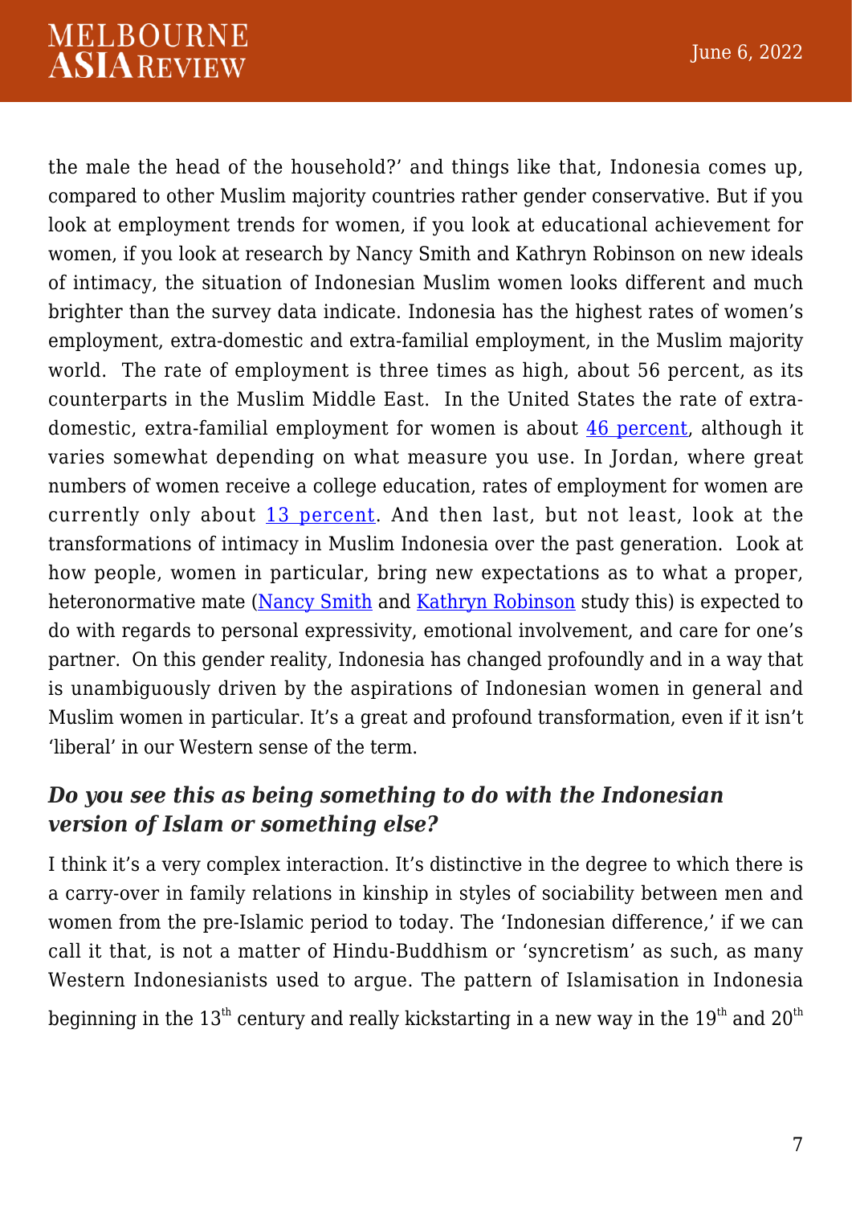the male the head of the household?' and things like that, Indonesia comes up, compared to other Muslim majority countries rather gender conservative. But if you look at employment trends for women, if you look at educational achievement for women, if you look at research by Nancy Smith and Kathryn Robinson on new ideals of intimacy, the situation of Indonesian Muslim women looks different and much brighter than the survey data indicate. Indonesia has the highest rates of women's employment, extra-domestic and extra-familial employment, in the Muslim majority world. The rate of employment is three times as high, about 56 percent, as its counterparts in the Muslim Middle East. In the United States the rate of extra-domestic, extra-familial employment for women is about 46 percent, although it varies somewhat depending on what measure you use. In Jordan, where great numbers of women receive a college education, rates of employment for women are currently only about 13 percent. And then last, but not least, look at the transformations of intimacy in Muslim Indonesia over the past generation. Look at how people, women in particular, bring new expectations as to what a proper, heteronormative mate (Nancy Smith and Kathryn Robinson study this) is expected to do with regards to personal expressivity, emotional involvement, and care for one's partner. On this gender reality, Indonesia has changed profoundly and in a way that is unambiguously driven by the aspirations of Indonesian women in general and Muslim women in particular. It's a great and profound transformation, even if it isn't 'liberal' in our Western sense of the term.

### *Do you see this as being something to do with the Indonesian version of Islam or something else?*

I think it's a very complex interaction. It's distinctive in the degree to which there is a carry-over in family relations in kinship in styles of sociability between men and women from the pre-Islamic period to today. The 'Indonesian difference,' if we can call it that, is not a matter of Hindu-Buddhism or 'syncretism' as such, as many Western Indonesianists used to argue. The pattern of Islamisation in Indonesia beginning in the 13th century and really kickstarting in a new way in the 19th and 20th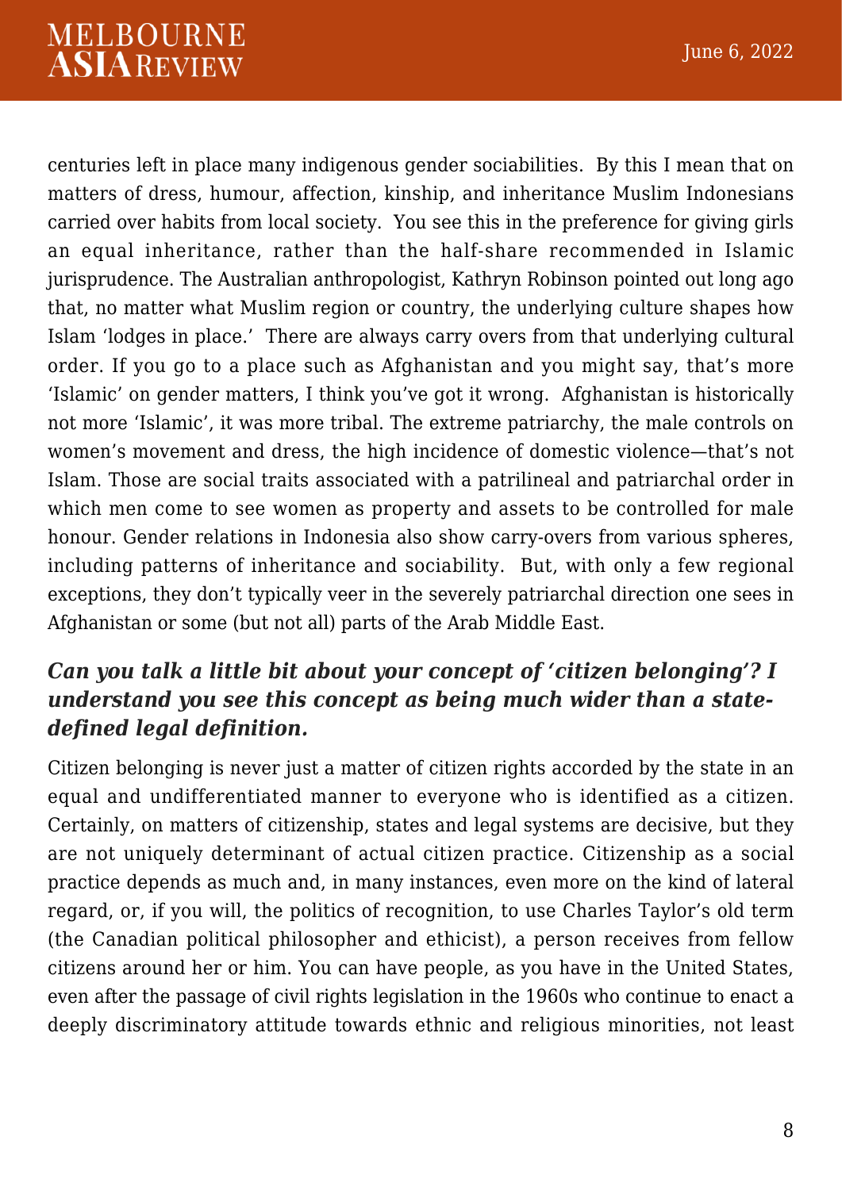centuries left in place many indigenous gender sociabilities. By this I mean that on matters of dress, humour, affection, kinship, and inheritance Muslim Indonesians carried over habits from local society. You see this in the preference for giving girls an equal inheritance, rather than the half-share recommended in Islamic jurisprudence. The Australian anthropologist, Kathryn Robinson pointed out long ago that, no matter what Muslim region or country, the underlying culture shapes how Islam 'lodges in place.' There are always carry overs from that underlying cultural order. If you go to a place such as Afghanistan and you might say, that's more 'Islamic' on gender matters, I think you've got it wrong. Afghanistan is historically not more 'Islamic', it was more tribal. The extreme patriarchy, the male controls on women's movement and dress, the high incidence of domestic violence—that's not Islam. Those are social traits associated with a patrilineal and patriarchal order in which men come to see women as property and assets to be controlled for male honour. Gender relations in Indonesia also show carry-overs from various spheres, including patterns of inheritance and sociability. But, with only a few regional exceptions, they don't typically veer in the severely patriarchal direction one sees in Afghanistan or some (but not all) parts of the Arab Middle East.

### *Can you talk a little bit about your concept of 'citizen belonging'? I understand you see this concept as being much wider than a state-defined legal definition.*

Citizen belonging is never just a matter of citizen rights accorded by the state in an equal and undifferentiated manner to everyone who is identified as a citizen. Certainly, on matters of citizenship, states and legal systems are decisive, but they are not uniquely determinant of actual citizen practice. Citizenship as a social practice depends as much and, in many instances, even more on the kind of lateral regard, or, if you will, the politics of recognition, to use Charles Taylor's old term (the Canadian political philosopher and ethicist), a person receives from fellow citizens around her or him. You can have people, as you have in the United States, even after the passage of civil rights legislation in the 1960s who continue to enact a deeply discriminatory attitude towards ethnic and religious minorities, not least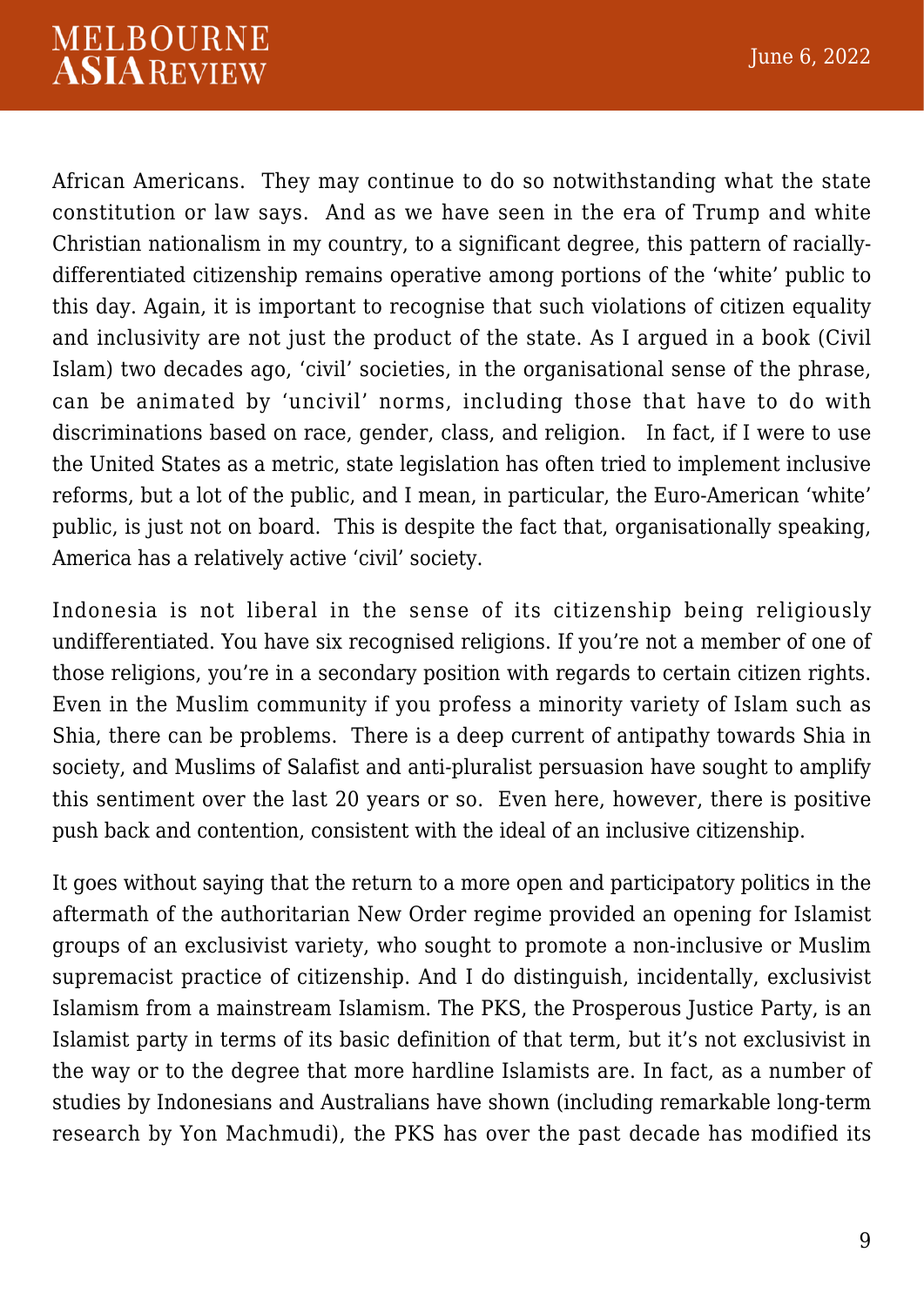African Americans. They may continue to do so notwithstanding what the state constitution or law says. And as we have seen in the era of Trump and white Christian nationalism in my country, to a significant degree, this pattern of racially-differentiated citizenship remains operative among portions of the 'white' public to this day. Again, it is important to recognise that such violations of citizen equality and inclusivity are not just the product of the state. As I argued in a book (Civil Islam) two decades ago, 'civil' societies, in the organisational sense of the phrase, can be animated by 'uncivil' norms, including those that have to do with discriminations based on race, gender, class, and religion. In fact, if I were to use the United States as a metric, state legislation has often tried to implement inclusive reforms, but a lot of the public, and I mean, in particular, the Euro-American 'white' public, is just not on board. This is despite the fact that, organisationally speaking, America has a relatively active 'civil' society.

Indonesia is not liberal in the sense of its citizenship being religiously undifferentiated. You have six recognised religions. If you're not a member of one of those religions, you're in a secondary position with regards to certain citizen rights. Even in the Muslim community if you profess a minority variety of Islam such as Shia, there can be problems. There is a deep current of antipathy towards Shia in society, and Muslims of Salafist and anti-pluralist persuasion have sought to amplify this sentiment over the last 20 years or so. Even here, however, there is positive push back and contention, consistent with the ideal of an inclusive citizenship.

It goes without saying that the return to a more open and participatory politics in the aftermath of the authoritarian New Order regime provided an opening for Islamist groups of an exclusivist variety, who sought to promote a non-inclusive or Muslim supremacist practice of citizenship. And I do distinguish, incidentally, exclusivist Islamism from a mainstream Islamism. The PKS, the Prosperous Justice Party, is an Islamist party in terms of its basic definition of that term, but it's not exclusivist in the way or to the degree that more hardline Islamists are. In fact, as a number of studies by Indonesians and Australians have shown (including remarkable long-term research by Yon Machmudi), the PKS has over the past decade has modified its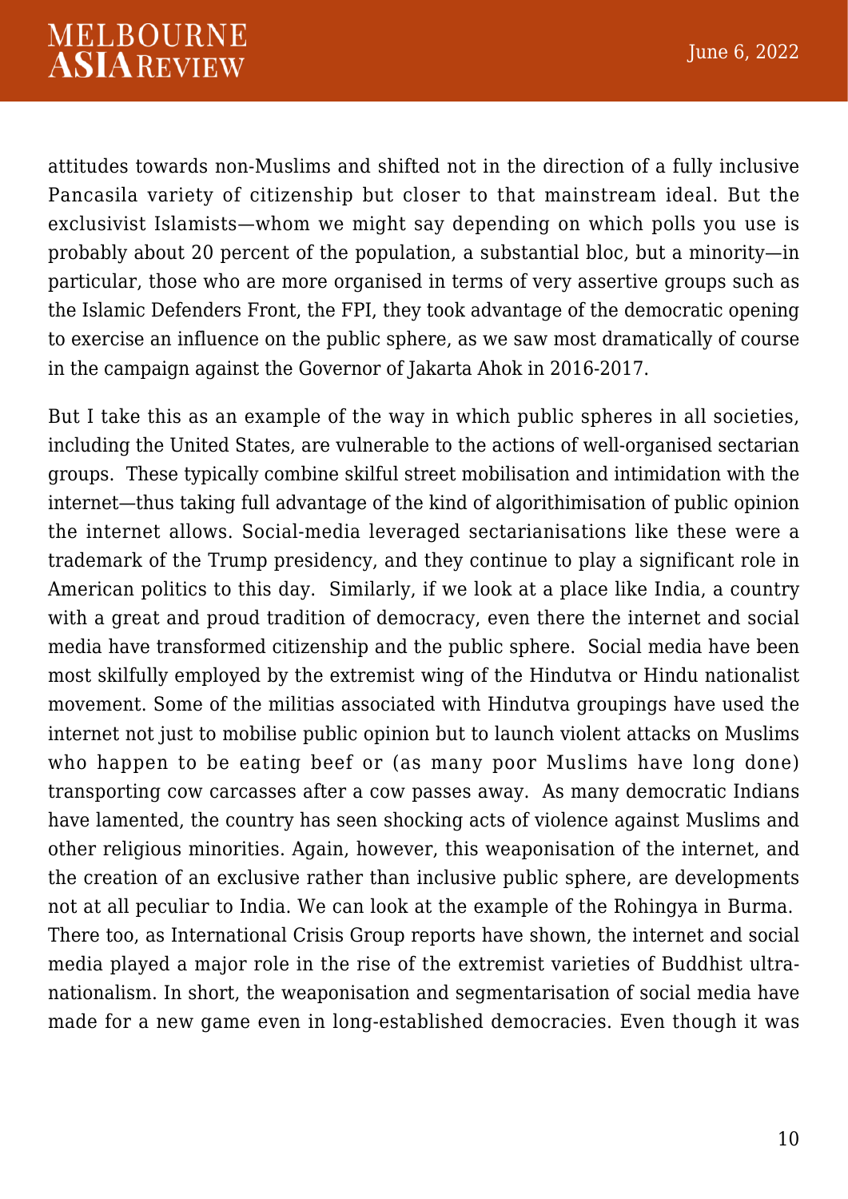attitudes towards non-Muslims and shifted not in the direction of a fully inclusive Pancasila variety of citizenship but closer to that mainstream ideal. But the exclusivist Islamists—whom we might say depending on which polls you use is probably about 20 percent of the population, a substantial bloc, but a minority—in particular, those who are more organised in terms of very assertive groups such as the Islamic Defenders Front, the FPI, they took advantage of the democratic opening to exercise an influence on the public sphere, as we saw most dramatically of course in the campaign against the Governor of Jakarta Ahok in 2016-2017.

But I take this as an example of the way in which public spheres in all societies, including the United States, are vulnerable to the actions of well-organised sectarian groups. These typically combine skilful street mobilisation and intimidation with the internet—thus taking full advantage of the kind of algorithimisation of public opinion the internet allows. Social-media leveraged sectarianisations like these were a trademark of the Trump presidency, and they continue to play a significant role in American politics to this day. Similarly, if we look at a place like India, a country with a great and proud tradition of democracy, even there the internet and social media have transformed citizenship and the public sphere. Social media have been most skilfully employed by the extremist wing of the Hindutva or Hindu nationalist movement. Some of the militias associated with Hindutva groupings have used the internet not just to mobilise public opinion but to launch violent attacks on Muslims who happen to be eating beef or (as many poor Muslims have long done) transporting cow carcasses after a cow passes away. As many democratic Indians have lamented, the country has seen shocking acts of violence against Muslims and other religious minorities. Again, however, this weaponisation of the internet, and the creation of an exclusive rather than inclusive public sphere, are developments not at all peculiar to India. We can look at the example of the Rohingya in Burma. There too, as International Crisis Group reports have shown, the internet and social media played a major role in the rise of the extremist varieties of Buddhist ultra-nationalism. In short, the weaponisation and segmentarisation of social media have made for a new game even in long-established democracies. Even though it was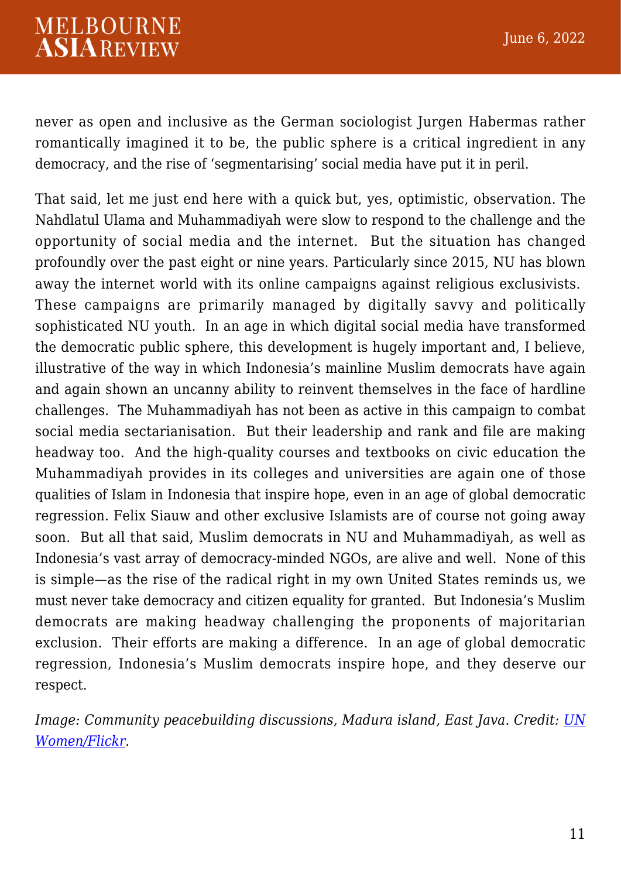never as open and inclusive as the German sociologist Jurgen Habermas rather romantically imagined it to be, the public sphere is a critical ingredient in any democracy, and the rise of 'segmentarising' social media have put it in peril.

That said, let me just end here with a quick but, yes, optimistic, observation. The Nahdlatul Ulama and Muhammadiyah were slow to respond to the challenge and the opportunity of social media and the internet. But the situation has changed profoundly over the past eight or nine years. Particularly since 2015, NU has blown away the internet world with its online campaigns against religious exclusivists. These campaigns are primarily managed by digitally savvy and politically sophisticated NU youth. In an age in which digital social media have transformed the democratic public sphere, this development is hugely important and, I believe, illustrative of the way in which Indonesia's mainline Muslim democrats have again and again shown an uncanny ability to reinvent themselves in the face of hardline challenges. The Muhammadiyah has not been as active in this campaign to combat social media sectarianisation. But their leadership and rank and file are making headway too. And the high-quality courses and textbooks on civic education the Muhammadiyah provides in its colleges and universities are again one of those qualities of Islam in Indonesia that inspire hope, even in an age of global democratic regression. Felix Siauw and other exclusive Islamists are of course not going away soon. But all that said, Muslim democrats in NU and Muhammadiyah, as well as Indonesia's vast array of democracy-minded NGOs, are alive and well. None of this is simple—as the rise of the radical right in my own United States reminds us, we must never take democracy and citizen equality for granted. But Indonesia's Muslim democrats are making headway challenging the proponents of majoritarian exclusion. Their efforts are making a difference. In an age of global democratic regression, Indonesia's Muslim democrats inspire hope, and they deserve our respect.

*Image: Community peacebuilding discussions, Madura island, East Java. Credit: [UN Women/Flickr](#).*